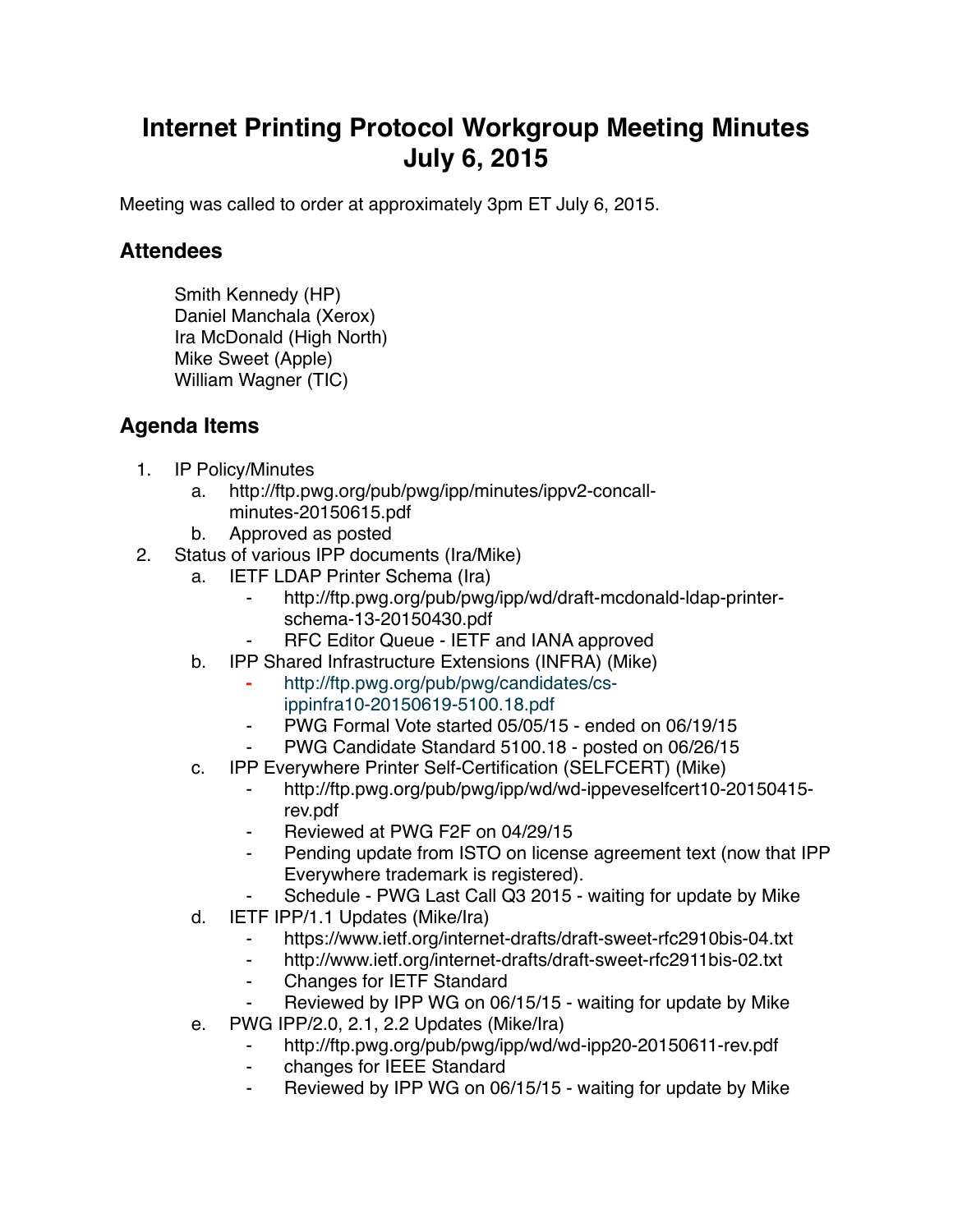# Internet Printing Protocol Workgroup Meeting Minutes July 6, 2015

Meeting was called to order at approximately 3pm ET July 6, 2015.

## Attendees

Smith Kennedy (HP)
Daniel Manchala (Xerox)
Ira McDonald (High North)
Mike Sweet (Apple)
William Wagner (TIC)

## Agenda Items

1. IP Policy/Minutes
    a. http://ftp.pwg.org/pub/pwg/ipp/minutes/ippv2-concall-minutes-20150615.pdf
    b. Approved as posted
2. Status of various IPP documents (Ira/Mike)
    a. IETF LDAP Printer Schema (Ira)
        - http://ftp.pwg.org/pub/pwg/ipp/wd/draft-mcdonald-ldap-printer-schema-13-20150430.pdf
        - RFC Editor Queue - IETF and IANA approved
    b. IPP Shared Infrastructure Extensions (INFRA) (Mike)
        - http://ftp.pwg.org/pub/pwg/candidates/cs-ippinfra10-20150619-5100.18.pdf
        - PWG Formal Vote started 05/05/15 - ended on 06/19/15
        - PWG Candidate Standard 5100.18 - posted on 06/26/15
    c. IPP Everywhere Printer Self-Certification (SELFCERT) (Mike)
        - http://ftp.pwg.org/pub/pwg/ipp/wd/wd-ippeveselfcert10-20150415-rev.pdf
        - Reviewed at PWG F2F on 04/29/15
        - Pending update from ISTO on license agreement text (now that IPP Everywhere trademark is registered).
        - Schedule - PWG Last Call Q3 2015 - waiting for update by Mike
    d. IETF IPP/1.1 Updates (Mike/Ira)
        - https://www.ietf.org/internet-drafts/draft-sweet-rfc2910bis-04.txt
        - http://www.ietf.org/internet-drafts/draft-sweet-rfc2911bis-02.txt
        - Changes for IETF Standard
        - Reviewed by IPP WG on 06/15/15 - waiting for update by Mike
    e. PWG IPP/2.0, 2.1, 2.2 Updates (Mike/Ira)
        - http://ftp.pwg.org/pub/pwg/ipp/wd/wd-ipp20-20150611-rev.pdf
        - changes for IEEE Standard
        - Reviewed by IPP WG on 06/15/15 - waiting for update by Mike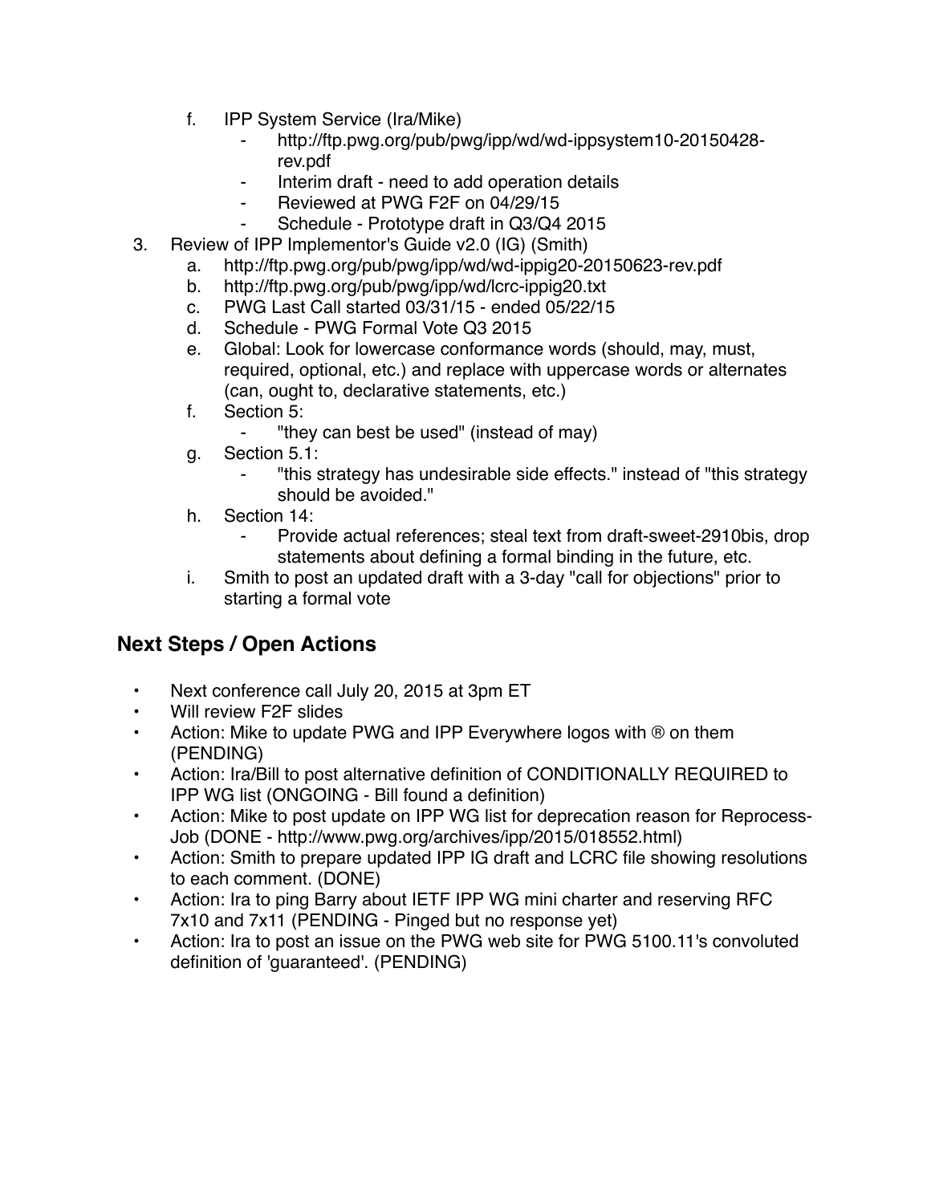f. IPP System Service (Ira/Mike)
      - http://ftp.pwg.org/pub/pwg/ipp/wd/wd-ippsystem10-20150428-rev.pdf
      - Interim draft - need to add operation details
      - Reviewed at PWG F2F on 04/29/15
      - Schedule - Prototype draft in Q3/Q4 2015

3. Review of IPP Implementor's Guide v2.0 (IG) (Smith)
   a. http://ftp.pwg.org/pub/pwg/ipp/wd/wd-ippig20-20150623-rev.pdf
   b. http://ftp.pwg.org/pub/pwg/ipp/wd/lcrc-ippig20.txt
   c. PWG Last Call started 03/31/15 - ended 05/22/15
   d. Schedule - PWG Formal Vote Q3 2015
   e. Global: Look for lowercase conformance words (should, may, must, required, optional, etc.) and replace with uppercase words or alternates (can, ought to, declarative statements, etc.)
   f. Section 5:
      - "they can best be used" (instead of may)
   g. Section 5.1:
      - "this strategy has undesirable side effects." instead of "this strategy should be avoided."
   h. Section 14:
      - Provide actual references; steal text from draft-sweet-2910bis, drop statements about defining a formal binding in the future, etc.
   i. Smith to post an updated draft with a 3-day "call for objections" prior to starting a formal vote

## Next Steps / Open Actions

- Next conference call July 20, 2015 at 3pm ET
- Will review F2F slides
- Action: Mike to update PWG and IPP Everywhere logos with ® on them (PENDING)
- Action: Ira/Bill to post alternative definition of CONDITIONALLY REQUIRED to IPP WG list (ONGOING - Bill found a definition)
- Action: Mike to post update on IPP WG list for deprecation reason for Reprocess-Job (DONE - http://www.pwg.org/archives/ipp/2015/018552.html)
- Action: Smith to prepare updated IPP IG draft and LCRC file showing resolutions to each comment. (DONE)
- Action: Ira to ping Barry about IETF IPP WG mini charter and reserving RFC 7x10 and 7x11 (PENDING - Pinged but no response yet)
- Action: Ira to post an issue on the PWG web site for PWG 5100.11's convoluted definition of 'guaranteed'. (PENDING)